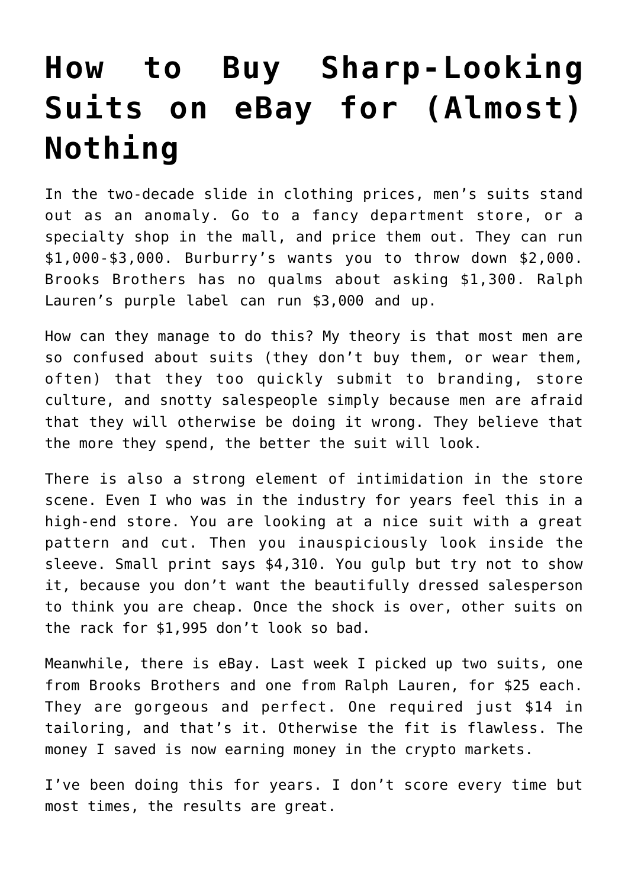# How to Buy Sharp-Looking Suits on eBay for (Almost) Nothing

In the two-decade slide in clothing prices, men's suits stand out as an anomaly. Go to a fancy department store, or a specialty shop in the mall, and price them out. They can run $1,000-$3,000. Burburry's wants you to throw down $2,000. Brooks Brothers has no qualms about asking $1,300. Ralph Lauren's purple label can run $3,000 and up.

How can they manage to do this? My theory is that most men are so confused about suits (they don't buy them, or wear them, often) that they too quickly submit to branding, store culture, and snotty salespeople simply because men are afraid that they will otherwise be doing it wrong. They believe that the more they spend, the better the suit will look.

There is also a strong element of intimidation in the store scene. Even I who was in the industry for years feel this in a high-end store. You are looking at a nice suit with a great pattern and cut. Then you inauspiciously look inside the sleeve. Small print says $4,310. You gulp but try not to show it, because you don't want the beautifully dressed salesperson to think you are cheap. Once the shock is over, other suits on the rack for $1,995 don't look so bad.

Meanwhile, there is eBay. Last week I picked up two suits, one from Brooks Brothers and one from Ralph Lauren, for $25 each. They are gorgeous and perfect. One required just $14 in tailoring, and that's it. Otherwise the fit is flawless. The money I saved is now earning money in the crypto markets.

I've been doing this for years. I don't score every time but most times, the results are great.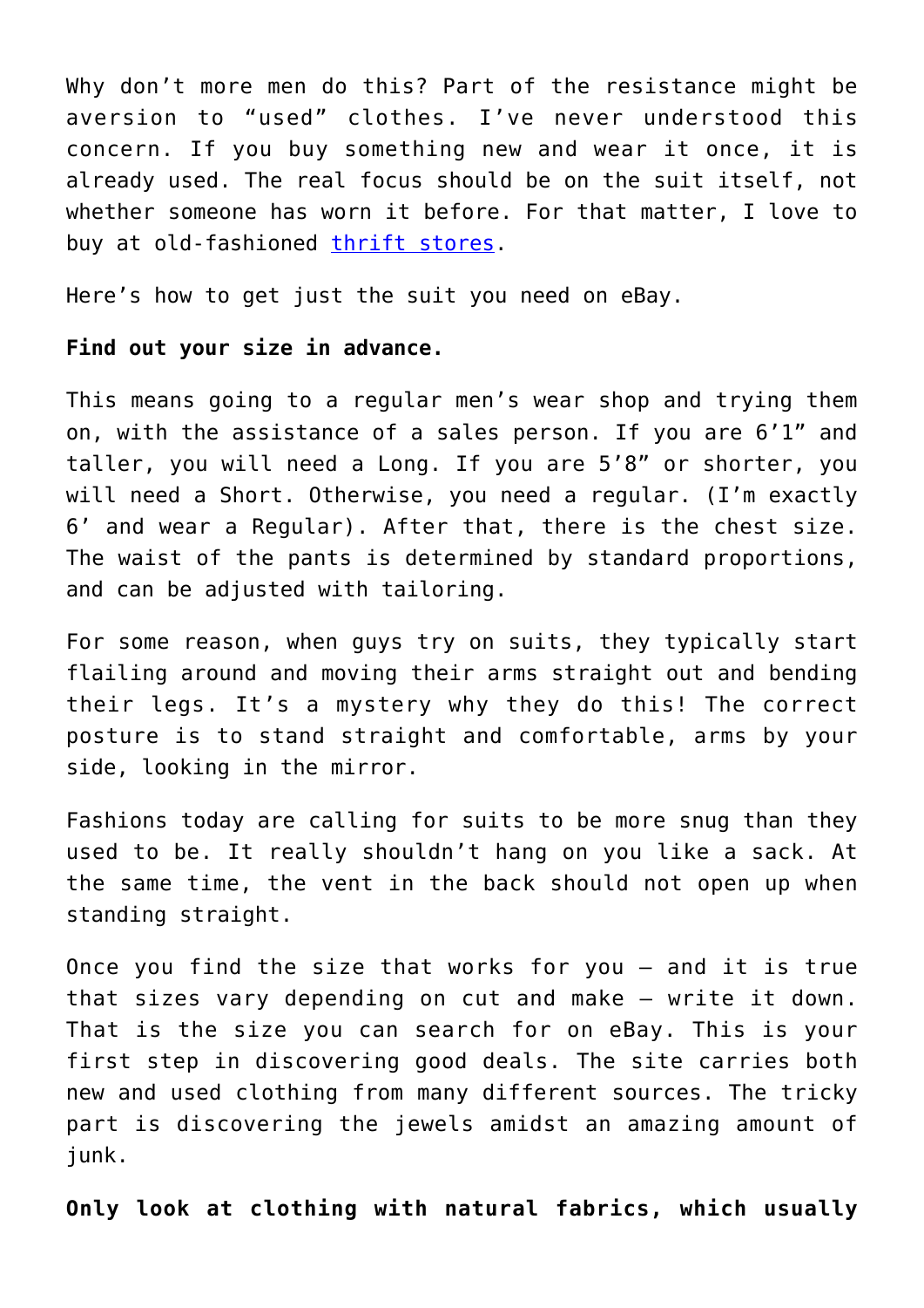Why don't more men do this? Part of the resistance might be aversion to "used" clothes. I've never understood this concern. If you buy something new and wear it once, it is already used. The real focus should be on the suit itself, not whether someone has worn it before. For that matter, I love to buy at old-fashioned [thrift stores](#).

Here's how to get just the suit you need on eBay.

**Find out your size in advance.**

This means going to a regular men's wear shop and trying them on, with the assistance of a sales person. If you are 6'1" and taller, you will need a Long. If you are 5'8" or shorter, you will need a Short. Otherwise, you need a regular. (I'm exactly 6' and wear a Regular). After that, there is the chest size. The waist of the pants is determined by standard proportions, and can be adjusted with tailoring.

For some reason, when guys try on suits, they typically start flailing around and moving their arms straight out and bending their legs. It's a mystery why they do this! The correct posture is to stand straight and comfortable, arms by your side, looking in the mirror.

Fashions today are calling for suits to be more snug than they used to be. It really shouldn't hang on you like a sack. At the same time, the vent in the back should not open up when standing straight.

Once you find the size that works for you – and it is true that sizes vary depending on cut and make – write it down. That is the size you can search for on eBay. This is your first step in discovering good deals. The site carries both new and used clothing from many different sources. The tricky part is discovering the jewels amidst an amazing amount of junk.

**Only look at clothing with natural fabrics, which usually**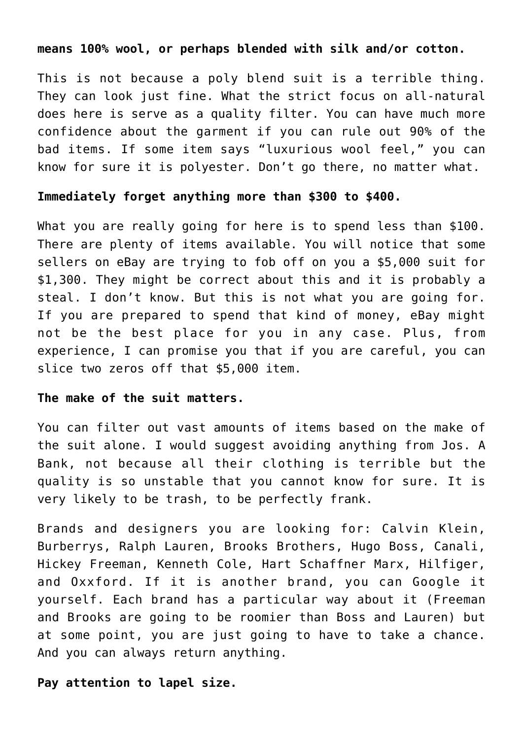**means 100% wool, or perhaps blended with silk and/or cotton.**

This is not because a poly blend suit is a terrible thing. They can look just fine. What the strict focus on all-natural does here is serve as a quality filter. You can have much more confidence about the garment if you can rule out 90% of the bad items. If some item says "luxurious wool feel," you can know for sure it is polyester. Don't go there, no matter what.

**Immediately forget anything more than $300 to $400.**

What you are really going for here is to spend less than $100. There are plenty of items available. You will notice that some sellers on eBay are trying to fob off on you a $5,000 suit for $1,300. They might be correct about this and it is probably a steal. I don't know. But this is not what you are going for. If you are prepared to spend that kind of money, eBay might not be the best place for you in any case. Plus, from experience, I can promise you that if you are careful, you can slice two zeros off that $5,000 item.

**The make of the suit matters.**

You can filter out vast amounts of items based on the make of the suit alone. I would suggest avoiding anything from Jos. A Bank, not because all their clothing is terrible but the quality is so unstable that you cannot know for sure. It is very likely to be trash, to be perfectly frank.

Brands and designers you are looking for: Calvin Klein, Burberrys, Ralph Lauren, Brooks Brothers, Hugo Boss, Canali, Hickey Freeman, Kenneth Cole, Hart Schaffner Marx, Hilfiger, and Oxxford. If it is another brand, you can Google it yourself. Each brand has a particular way about it (Freeman and Brooks are going to be roomier than Boss and Lauren) but at some point, you are just going to have to take a chance. And you can always return anything.

**Pay attention to lapel size.**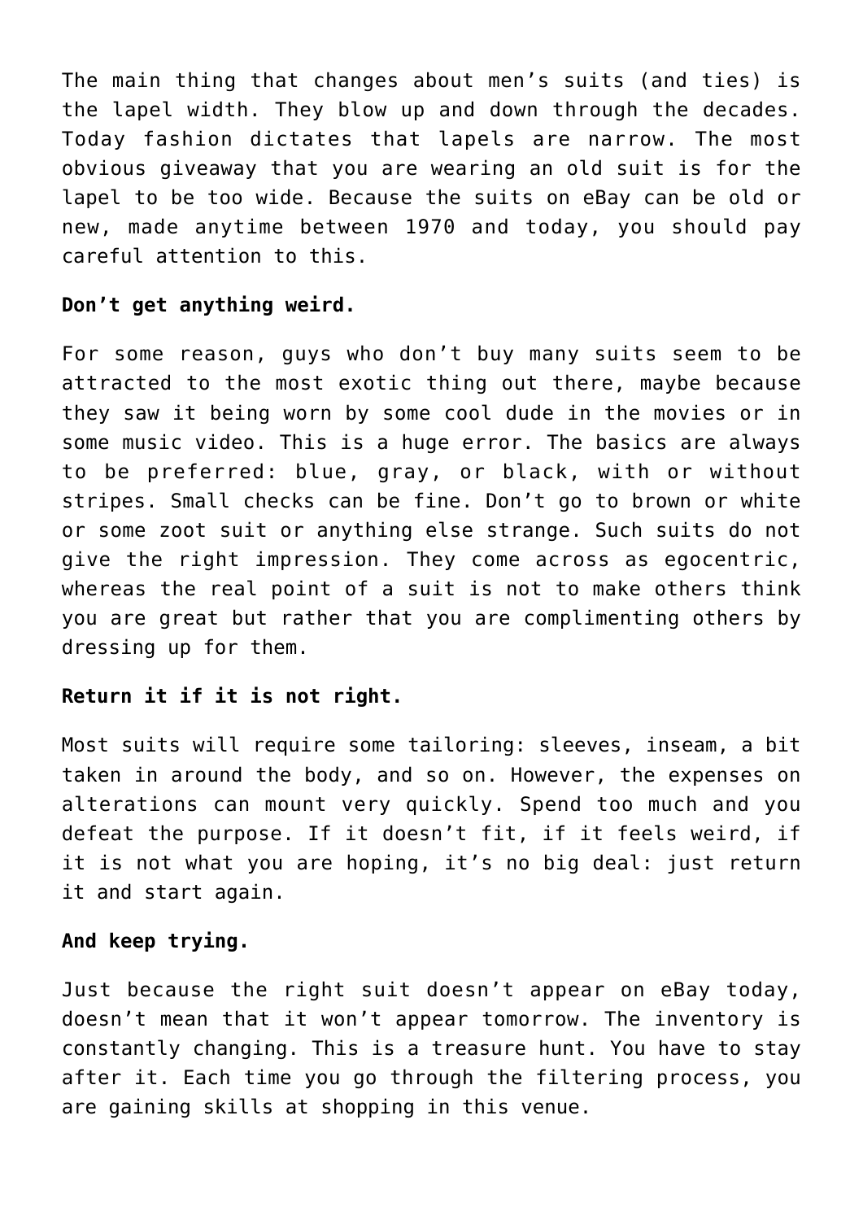The main thing that changes about men's suits (and ties) is the lapel width. They blow up and down through the decades. Today fashion dictates that lapels are narrow. The most obvious giveaway that you are wearing an old suit is for the lapel to be too wide. Because the suits on eBay can be old or new, made anytime between 1970 and today, you should pay careful attention to this.

**Don't get anything weird.**

For some reason, guys who don't buy many suits seem to be attracted to the most exotic thing out there, maybe because they saw it being worn by some cool dude in the movies or in some music video. This is a huge error. The basics are always to be preferred: blue, gray, or black, with or without stripes. Small checks can be fine. Don't go to brown or white or some zoot suit or anything else strange. Such suits do not give the right impression. They come across as egocentric, whereas the real point of a suit is not to make others think you are great but rather that you are complimenting others by dressing up for them.

**Return it if it is not right.**

Most suits will require some tailoring: sleeves, inseam, a bit taken in around the body, and so on. However, the expenses on alterations can mount very quickly. Spend too much and you defeat the purpose. If it doesn't fit, if it feels weird, if it is not what you are hoping, it's no big deal: just return it and start again.

**And keep trying.**

Just because the right suit doesn't appear on eBay today, doesn't mean that it won't appear tomorrow. The inventory is constantly changing. This is a treasure hunt. You have to stay after it. Each time you go through the filtering process, you are gaining skills at shopping in this venue.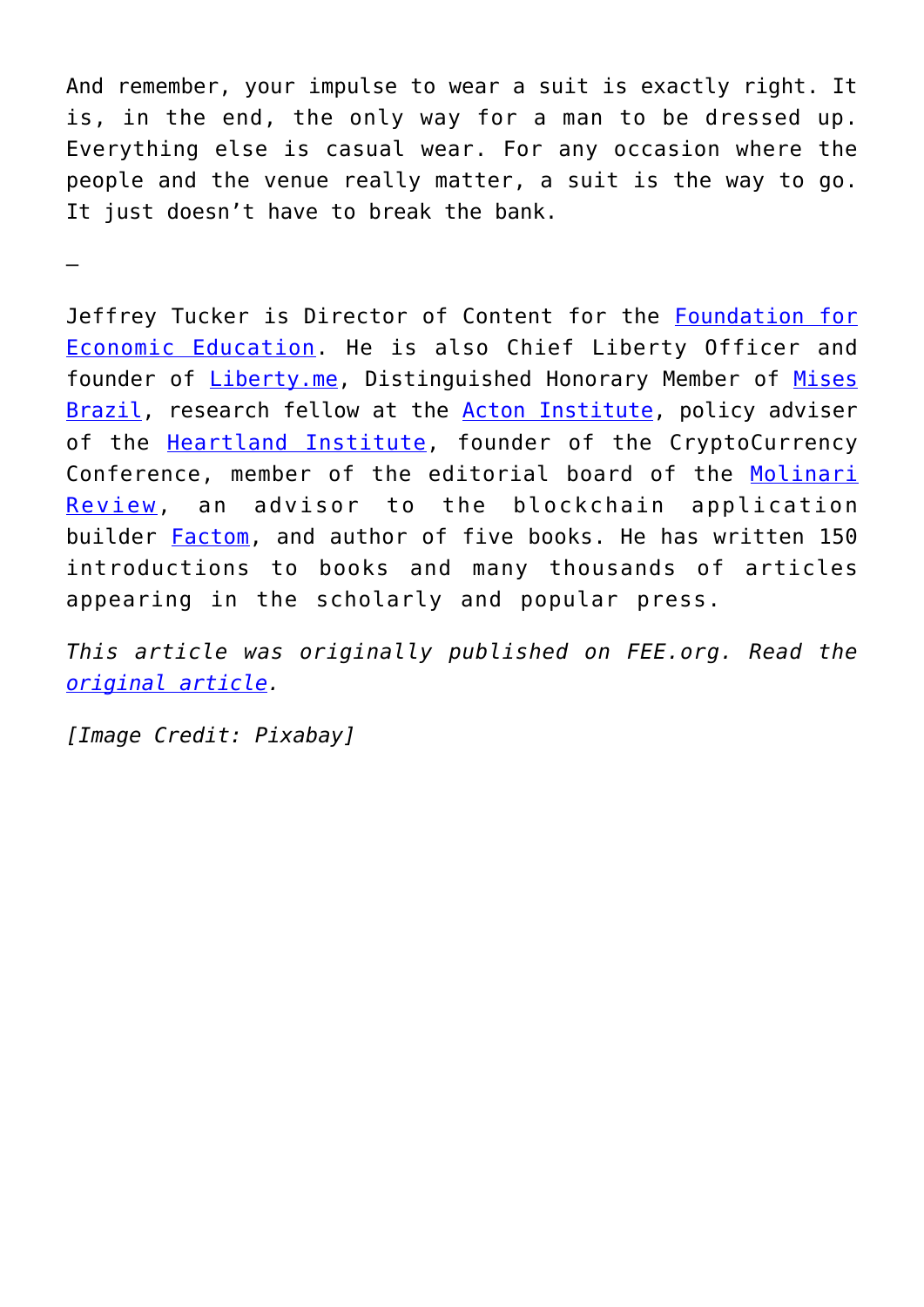And remember, your impulse to wear a suit is exactly right. It is, in the end, the only way for a man to be dressed up. Everything else is casual wear. For any occasion where the people and the venue really matter, a suit is the way to go. It just doesn't have to break the bank.

—

Jeffrey Tucker is Director of Content for the Foundation for Economic Education. He is also Chief Liberty Officer and founder of Liberty.me, Distinguished Honorary Member of Mises Brazil, research fellow at the Acton Institute, policy adviser of the Heartland Institute, founder of the CryptoCurrency Conference, member of the editorial board of the Molinari Review, an advisor to the blockchain application builder Factom, and author of five books. He has written 150 introductions to books and many thousands of articles appearing in the scholarly and popular press.

*This article was originally published on FEE.org. Read the original article.*

*[Image Credit: Pixabay]*